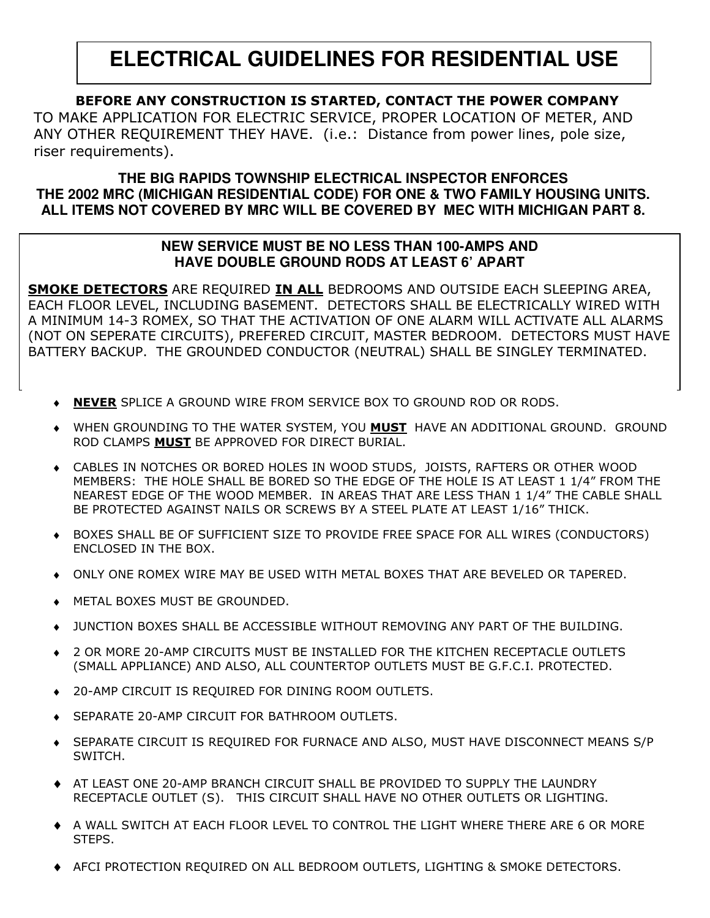# ELECTRICAL GUIDELINES FOR RESIDENTIAL USE

**BEFORE ANY CONSTRUCTION IS STARTED, CONTACT THE POWER COMPANY** TO MAKE APPLICATION FOR ELECTRIC SERVICE, PROPER LOCATION OF METER, AND ANY OTHER REQUIREMENT THEY HAVE. (i.e.: Distance from power lines, pole size, riser requirements).

**THE BIG RAPIDS TOWNSHIP ELECTRICAL INSPECTOR ENFORCES THE 2002 MRC (MICHIGAN RESIDENTIAL CODE) FOR ONE & TWO FAMILY HOUSING UNITS. ALL ITEMS NOT COVERED BY MRC WILL BE COVERED BY MEC WITH MICHIGAN PART 8.**

**NEW SERVICE MUST BE NO LESS THAN 100-AMPS AND HAVE DOUBLE GROUND RODS AT LEAST 6' APART**

**SMOKE DETECTORS** ARE REQUIRED **IN ALL** BEDROOMS AND OUTSIDE EACH SLEEPING AREA, EACH FLOOR LEVEL, INCLUDING BASEMENT. DETECTORS SHALL BE ELECTRICALLY WIRED WITH A MINIMUM 14-3 ROMEX, SO THAT THE ACTIVATION OF ONE ALARM WILL ACTIVATE ALL ALARMS (NOT ON SEPERATE CIRCUITS), PREFERED CIRCUIT, MASTER BEDROOM. DETECTORS MUST HAVE BATTERY BACKUP. THE GROUNDED CONDUCTOR (NEUTRAL) SHALL BE SINGLEY TERMINATED.

- **NEVER** SPLICE A GROUND WIRE FROM SERVICE BOX TO GROUND ROD OR RODS.
- WHEN GROUNDING TO THE WATER SYSTEM, YOU **MUST** HAVE AN ADDITIONAL GROUND. GROUND ROD CLAMPS **MUST** BE APPROVED FOR DIRECT BURIAL.
- CABLES IN NOTCHES OR BORED HOLES IN WOOD STUDS, JOISTS, RAFTERS OR OTHER WOOD MEMBERS: THE HOLE SHALL BE BORED SO THE EDGE OF THE HOLE IS AT LEAST 1 1/4" FROM THE NEAREST EDGE OF THE WOOD MEMBER. IN AREAS THAT ARE LESS THAN 1 1/4" THE CABLE SHALL BE PROTECTED AGAINST NAILS OR SCREWS BY A STEEL PLATE AT LEAST 1/16" THICK.
- BOXES SHALL BE OF SUFFICIENT SIZE TO PROVIDE FREE SPACE FOR ALL WIRES (CONDUCTORS) ENCLOSED IN THE BOX.
- ONLY ONE ROMEX WIRE MAY BE USED WITH METAL BOXES THAT ARE BEVELED OR TAPERED.
- METAL BOXES MUST BE GROUNDED.
- JUNCTION BOXES SHALL BE ACCESSIBLE WITHOUT REMOVING ANY PART OF THE BUILDING.
- 2 OR MORE 20-AMP CIRCUITS MUST BE INSTALLED FOR THE KITCHEN RECEPTACLE OUTLETS (SMALL APPLIANCE) AND ALSO, ALL COUNTERTOP OUTLETS MUST BE G.F.C.I. PROTECTED.
- 20-AMP CIRCUIT IS REQUIRED FOR DINING ROOM OUTLETS.
- SEPARATE 20-AMP CIRCUIT FOR BATHROOM OUTLETS.
- SEPARATE CIRCUIT IS REQUIRED FOR FURNACE AND ALSO, MUST HAVE DISCONNECT MEANS S/P SWITCH.
- AT LEAST ONE 20-AMP BRANCH CIRCUIT SHALL BE PROVIDED TO SUPPLY THE LAUNDRY RECEPTACLE OUTLET (S). THIS CIRCUIT SHALL HAVE NO OTHER OUTLETS OR LIGHTING.
- A WALL SWITCH AT EACH FLOOR LEVEL TO CONTROL THE LIGHT WHERE THERE ARE 6 OR MORE STEPS.
- AFCI PROTECTION REQUIRED ON ALL BEDROOM OUTLETS, LIGHTING & SMOKE DETECTORS.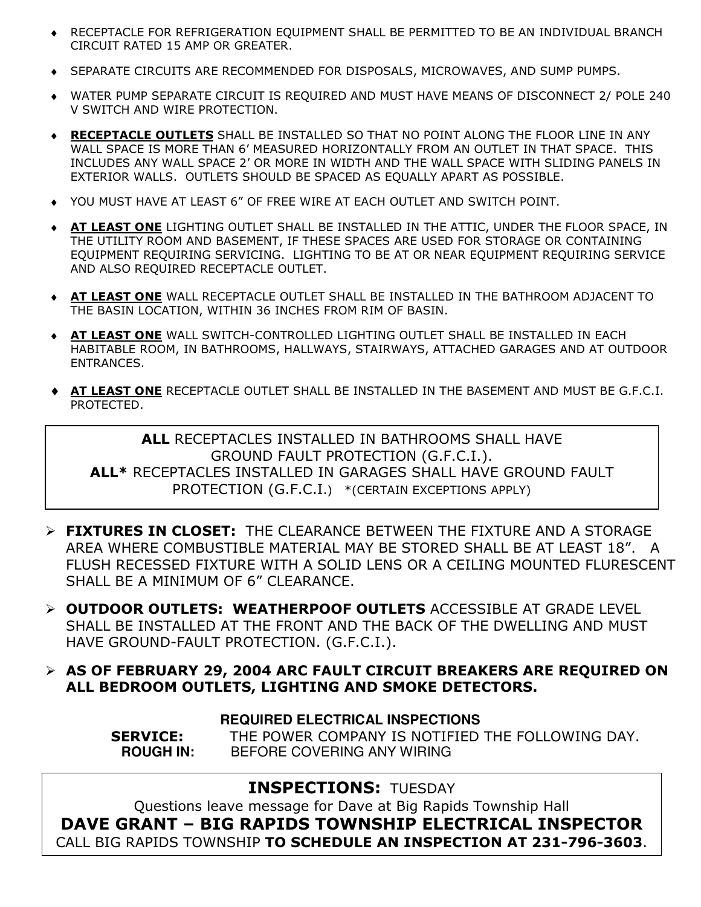- RECEPTACLE FOR REFRIGERATION EQUIPMENT SHALL BE PERMITTED TO BE AN INDIVIDUAL BRANCH CIRCUIT RATED 15 AMP OR GREATER.
- SEPARATE CIRCUITS ARE RECOMMENDED FOR DISPOSALS, MICROWAVES, AND SUMP PUMPS.
- WATER PUMP SEPARATE CIRCUIT IS REQUIRED AND MUST HAVE MEANS OF DISCONNECT 2/ POLE 240 V SWITCH AND WIRE PROTECTION.
- **RECEPTACLE OUTLETS** SHALL BE INSTALLED SO THAT NO POINT ALONG THE FLOOR LINE IN ANY WALL SPACE IS MORE THAN 6' MEASURED HORIZONTALLY FROM AN OUTLET IN THAT SPACE. THIS INCLUDES ANY WALL SPACE 2' OR MORE IN WIDTH AND THE WALL SPACE WITH SLIDING PANELS IN EXTERIOR WALLS. OUTLETS SHOULD BE SPACED AS EQUALLY APART AS POSSIBLE.
- YOU MUST HAVE AT LEAST 6" OF FREE WIRE AT EACH OUTLET AND SWITCH POINT.
- **AT LEAST ONE** LIGHTING OUTLET SHALL BE INSTALLED IN THE ATTIC, UNDER THE FLOOR SPACE, IN THE UTILITY ROOM AND BASEMENT, IF THESE SPACES ARE USED FOR STORAGE OR CONTAINING EQUIPMENT REQUIRING SERVICING. LIGHTING TO BE AT OR NEAR EQUIPMENT REQUIRING SERVICE AND ALSO REQUIRED RECEPTACLE OUTLET.
- **AT LEAST ONE** WALL RECEPTACLE OUTLET SHALL BE INSTALLED IN THE BATHROOM ADJACENT TO THE BASIN LOCATION, WITHIN 36 INCHES FROM RIM OF BASIN.
- **AT LEAST ONE** WALL SWITCH-CONTROLLED LIGHTING OUTLET SHALL BE INSTALLED IN EACH HABITABLE ROOM, IN BATHROOMS, HALLWAYS, STAIRWAYS, ATTACHED GARAGES AND AT OUTDOOR ENTRANCES.
- **AT LEAST ONE** RECEPTACLE OUTLET SHALL BE INSTALLED IN THE BASEMENT AND MUST BE G.F.C.I. PROTECTED.

**ALL** RECEPTACLES INSTALLED IN BATHROOMS SHALL HAVE GROUND FAULT PROTECTION (G.F.C.I.).
**ALL*** RECEPTACLES INSTALLED IN GARAGES SHALL HAVE GROUND FAULT PROTECTION (G.F.C.I.) *(CERTAIN EXCEPTIONS APPLY)

- **FIXTURES IN CLOSET:** THE CLEARANCE BETWEEN THE FIXTURE AND A STORAGE AREA WHERE COMBUSTIBLE MATERIAL MAY BE STORED SHALL BE AT LEAST 18". A FLUSH RECESSED FIXTURE WITH A SOLID LENS OR A CEILING MOUNTED FLURESCENT SHALL BE A MINIMUM OF 6" CLEARANCE.
- **OUTDOOR OUTLETS: WEATHERPOOF OUTLETS** ACCESSIBLE AT GRADE LEVEL SHALL BE INSTALLED AT THE FRONT AND THE BACK OF THE DWELLING AND MUST HAVE GROUND-FAULT PROTECTION. (G.F.C.I.).
- **AS OF FEBRUARY 29, 2004 ARC FAULT CIRCUIT BREAKERS ARE REQUIRED ON ALL BEDROOM OUTLETS, LIGHTING AND SMOKE DETECTORS.**

**REQUIRED ELECTRICAL INSPECTIONS**

**SERVICE:** THE POWER COMPANY IS NOTIFIED THE FOLLOWING DAY.
**ROUGH IN:** BEFORE COVERING ANY WIRING

**INSPECTIONS:** TUESDAY

Questions leave message for Dave at Big Rapids Township Hall

**DAVE GRANT – BIG RAPIDS TOWNSHIP ELECTRICAL INSPECTOR**

CALL BIG RAPIDS TOWNSHIP **TO SCHEDULE AN INSPECTION AT 231-796-3603**.